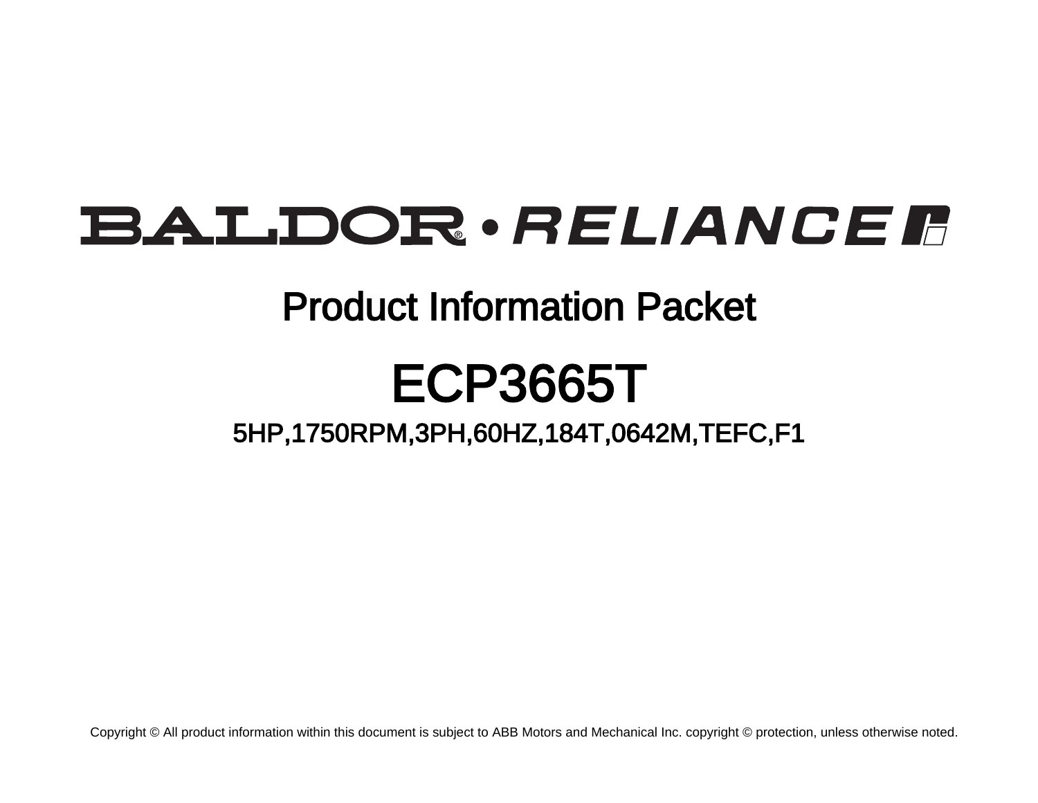BALDOR® • RELIANCE

# Product Information Packet

# ECP3665T

## 5HP,1750RPM,3PH,60HZ,184T,0642M,TEFC,F1

Copyright © All product information within this document is subject to ABB Motors and Mechanical Inc. copyright © protection, unless otherwise noted.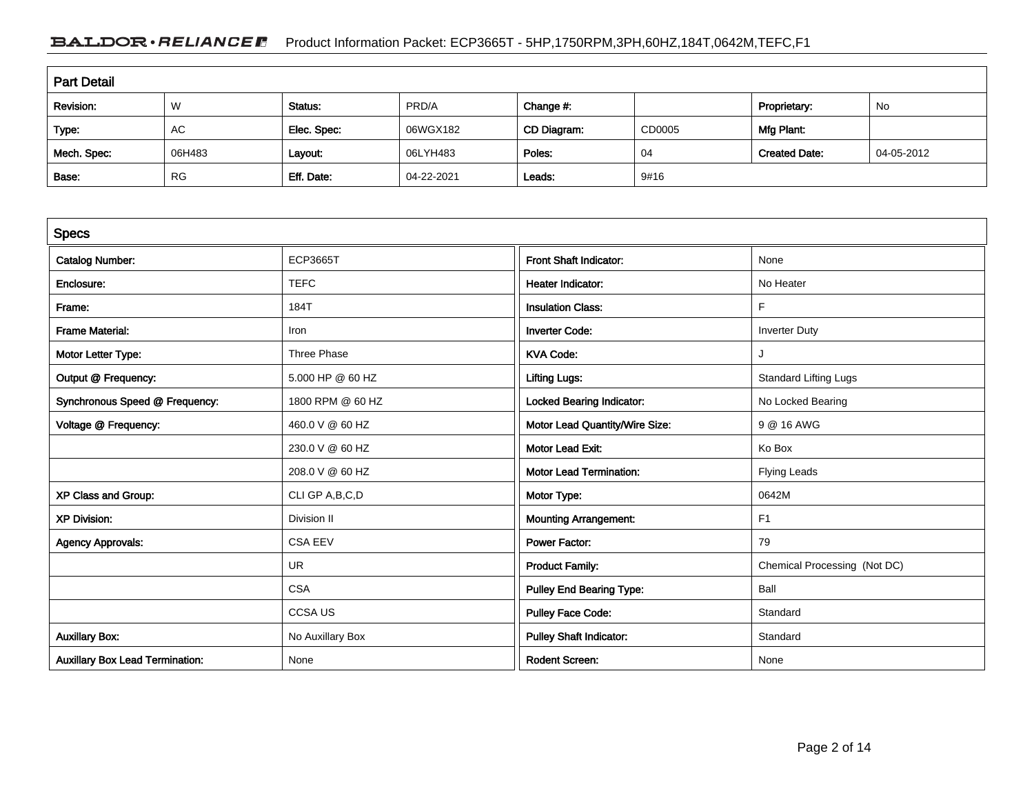## Part Detail

| Revision: | W | Status: | PRD/A | Change #: | | Proprietary: | No |
|---|---|---|---|---|---|---|---|
| Type: | AC | Elec. Spec: | 06WGX182 | CD Diagram: | CD0005 | Mfg Plant: | |
| Mech. Spec: | 06H483 | Layout: | 06LYH483 | Poles: | 04 | Created Date: | 04-05-2012 |
| Base: | RG | Eff. Date: | 04-22-2021 | Leads: | 9#16 | | |

## Specs

| Catalog Number: | ECP3665T | Front Shaft Indicator: | None |
|---|---|---|---|
| Enclosure: | TEFC | Heater Indicator: | No Heater |
| Frame: | 184T | Insulation Class: | F |
| Frame Material: | Iron | Inverter Code: | Inverter Duty |
| Motor Letter Type: | Three Phase | KVA Code: | J |
| Output @ Frequency: | 5.000 HP @ 60 HZ | Lifting Lugs: | Standard Lifting Lugs |
| Synchronous Speed @ Frequency: | 1800 RPM @ 60 HZ | Locked Bearing Indicator: | No Locked Bearing |
| Voltage @ Frequency: | 460.0 V @ 60 HZ | Motor Lead Quantity/Wire Size: | 9 @ 16 AWG |
| | 230.0 V @ 60 HZ | Motor Lead Exit: | Ko Box |
| | 208.0 V @ 60 HZ | Motor Lead Termination: | Flying Leads |
| XP Class and Group: | CLI GP A,B,C,D | Motor Type: | 0642M |
| XP Division: | Division II | Mounting Arrangement: | F1 |
| Agency Approvals: | CSA EEV | Power Factor: | 79 |
| | UR | Product Family: | Chemical Processing (Not DC) |
| | CSA | Pulley End Bearing Type: | Ball |
| | CCSA US | Pulley Face Code: | Standard |
| Auxillary Box: | No Auxillary Box | Pulley Shaft Indicator: | Standard |
| Auxillary Box Lead Termination: | None | Rodent Screen: | None |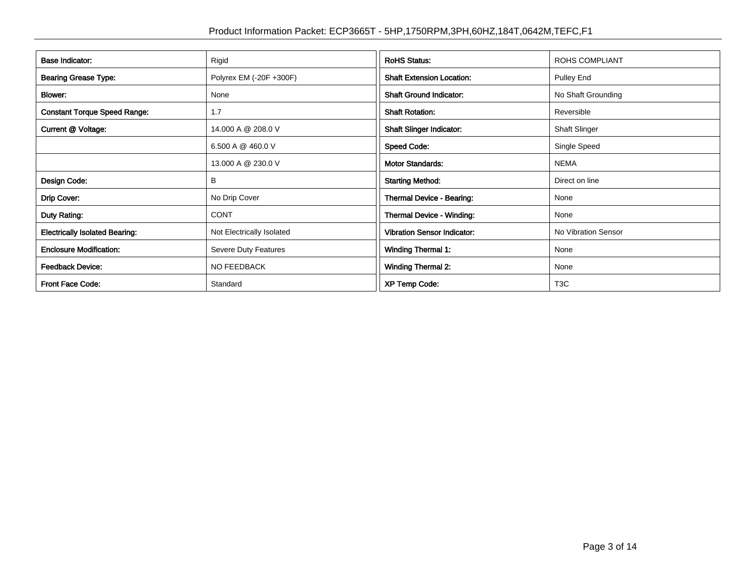| Base Indicator: | Rigid | RoHS Status: | ROHS COMPLIANT |
|---|---|---|---|
| Bearing Grease Type: | Polyrex EM (-20F +300F) | Shaft Extension Location: | Pulley End |
| Blower: | None | Shaft Ground Indicator: | No Shaft Grounding |
| Constant Torque Speed Range: | 1.7 | Shaft Rotation: | Reversible |
| Current @ Voltage: | 14.000 A @ 208.0 V | Shaft Slinger Indicator: | Shaft Slinger |
| | 6.500 A @ 460.0 V | Speed Code: | Single Speed |
| | 13.000 A @ 230.0 V | Motor Standards: | NEMA |
| Design Code: | B | Starting Method: | Direct on line |
| Drip Cover: | No Drip Cover | Thermal Device - Bearing: | None |
| Duty Rating: | CONT | Thermal Device - Winding: | None |
| Electrically Isolated Bearing: | Not Electrically Isolated | Vibration Sensor Indicator: | No Vibration Sensor |
| Enclosure Modification: | Severe Duty Features | Winding Thermal 1: | None |
| Feedback Device: | NO FEEDBACK | Winding Thermal 2: | None |
| Front Face Code: | Standard | XP Temp Code: | T3C |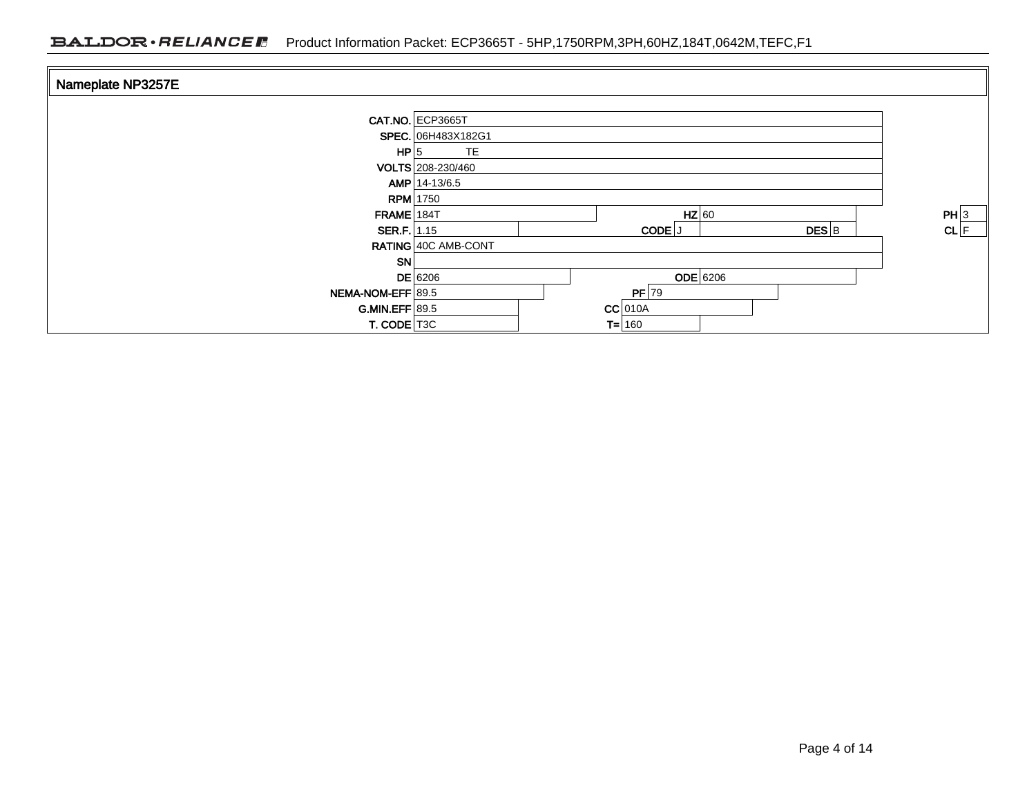## Nameplate NP3257E

| Field | Value | Field | Value | Field | Value | Field | Value |
|---|---|---|---|---|---|---|---|
| CAT.NO. | ECP3665T | | | | | | |
| SPEC. | 06H483X182G1 | | | | | | |
| HP | 5 TE | | | | | | |
| VOLTS | 208-230/460 | | | | | | |
| AMP | 14-13/6.5 | | | | | | |
| RPM | 1750 | | | | | | |
| FRAME | 184T | HZ | 60 | | | PH | 3 |
| SER.F. | 1.15 | CODE | J | DES | B | CL | F |
| RATING | 40C AMB-CONT | | | | | | |
| SN | | | | | | | |
| DE | 6206 | ODE | 6206 | | | | |
| NEMA-NOM-EFF | 89.5 | PF | 79 | | | | |
| G.MIN.EFF | 89.5 | CC | 010A | | | | |
| T. CODE | T3C | T= | 160 | | | | |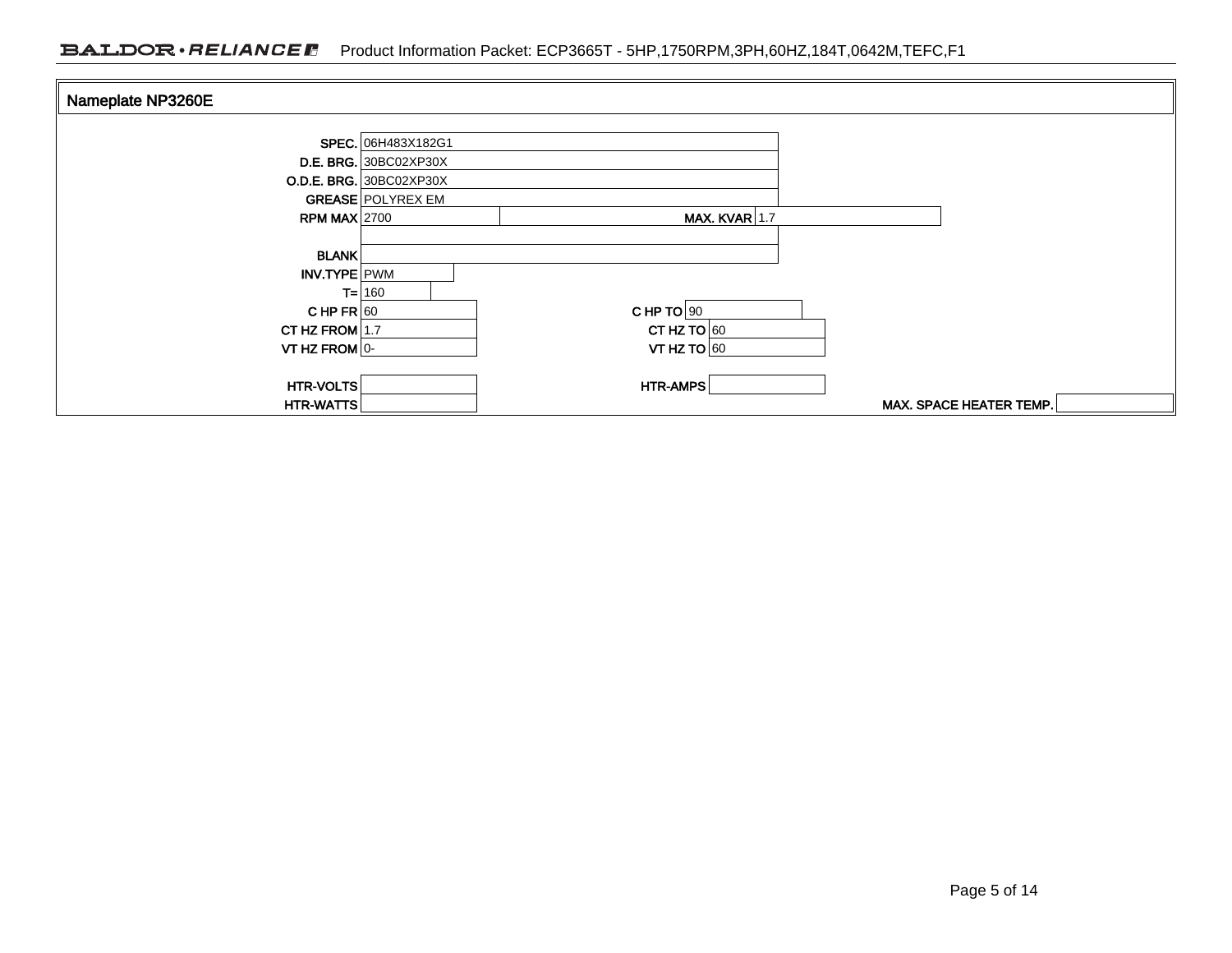## Nameplate NP3260E

| Field | Value | Field | Value |
|---|---|---|---|
| SPEC. | 06H483X182G1 | | |
| D.E. BRG. | 30BC02XP30X | | |
| O.D.E. BRG. | 30BC02XP30X | | |
| GREASE | POLYREX EM | | |
| RPM MAX | 2700 | MAX. KVAR | 1.7 |
| | | | |
| BLANK | | | |
| INV.TYPE | PWM | | |
| T= | 160 | | |
| C HP FR | 60 | C HP TO | 90 |
| CT HZ FROM | 1.7 | CT HZ TO | 60 |
| VT HZ FROM | 0- | VT HZ TO | 60 |
| HTR-VOLTS | | HTR-AMPS | |
| HTR-WATTS | | MAX. SPACE HEATER TEMP. | |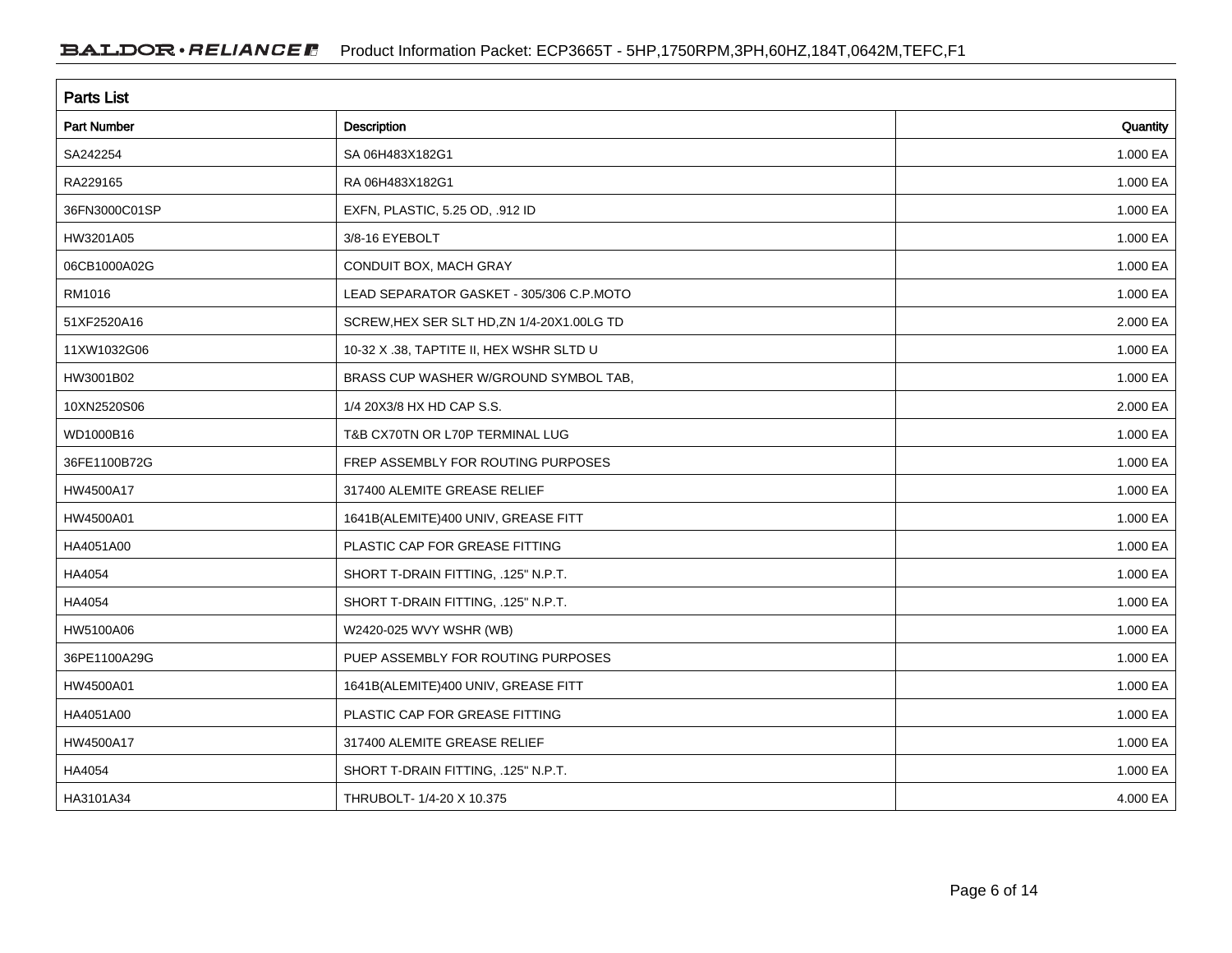## Parts List

| Part Number | Description | Quantity |
|---|---|---|
| SA242254 | SA 06H483X182G1 | 1.000 EA |
| RA229165 | RA 06H483X182G1 | 1.000 EA |
| 36FN3000C01SP | EXFN, PLASTIC, 5.25 OD, .912 ID | 1.000 EA |
| HW3201A05 | 3/8-16 EYEBOLT | 1.000 EA |
| 06CB1000A02G | CONDUIT BOX, MACH GRAY | 1.000 EA |
| RM1016 | LEAD SEPARATOR GASKET - 305/306 C.P.MOTO | 1.000 EA |
| 51XF2520A16 | SCREW,HEX SER SLT HD,ZN 1/4-20X1.00LG TD | 2.000 EA |
| 11XW1032G06 | 10-32 X .38, TAPTITE II, HEX WSHR SLTD U | 1.000 EA |
| HW3001B02 | BRASS CUP WASHER W/GROUND SYMBOL TAB, | 1.000 EA |
| 10XN2520S06 | 1/4 20X3/8 HX HD CAP S.S. | 2.000 EA |
| WD1000B16 | T&B CX70TN OR L70P TERMINAL LUG | 1.000 EA |
| 36FE1100B72G | FREP ASSEMBLY FOR ROUTING PURPOSES | 1.000 EA |
| HW4500A17 | 317400 ALEMITE GREASE RELIEF | 1.000 EA |
| HW4500A01 | 1641B(ALEMITE)400 UNIV, GREASE FITT | 1.000 EA |
| HA4051A00 | PLASTIC CAP FOR GREASE FITTING | 1.000 EA |
| HA4054 | SHORT T-DRAIN FITTING, .125" N.P.T. | 1.000 EA |
| HA4054 | SHORT T-DRAIN FITTING, .125" N.P.T. | 1.000 EA |
| HW5100A06 | W2420-025 WVY WSHR (WB) | 1.000 EA |
| 36PE1100A29G | PUEP ASSEMBLY FOR ROUTING PURPOSES | 1.000 EA |
| HW4500A01 | 1641B(ALEMITE)400 UNIV, GREASE FITT | 1.000 EA |
| HA4051A00 | PLASTIC CAP FOR GREASE FITTING | 1.000 EA |
| HW4500A17 | 317400 ALEMITE GREASE RELIEF | 1.000 EA |
| HA4054 | SHORT T-DRAIN FITTING, .125" N.P.T. | 1.000 EA |
| HA3101A34 | THRUBOLT- 1/4-20 X 10.375 | 4.000 EA |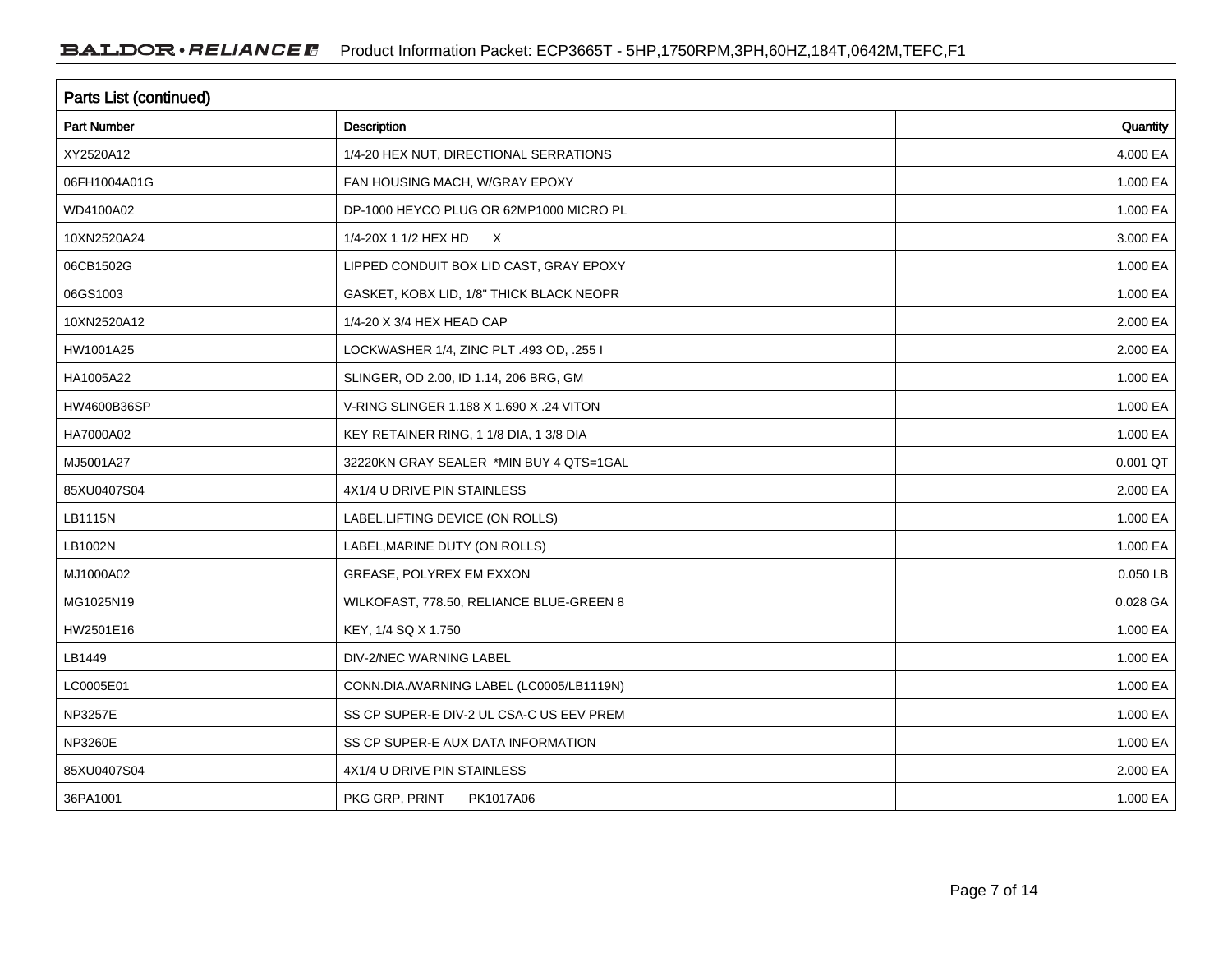## Parts List (continued)

| Part Number | Description | Quantity |
| --- | --- | --- |
| XY2520A12 | 1/4-20 HEX NUT, DIRECTIONAL SERRATIONS | 4.000 EA |
| 06FH1004A01G | FAN HOUSING MACH, W/GRAY EPOXY | 1.000 EA |
| WD4100A02 | DP-1000 HEYCO PLUG OR 62MP1000 MICRO PL | 1.000 EA |
| 10XN2520A24 | 1/4-20X 1 1/2 HEX HD X | 3.000 EA |
| 06CB1502G | LIPPED CONDUIT BOX LID CAST, GRAY EPOXY | 1.000 EA |
| 06GS1003 | GASKET, KOBX LID, 1/8" THICK BLACK NEOPR | 1.000 EA |
| 10XN2520A12 | 1/4-20 X 3/4 HEX HEAD CAP | 2.000 EA |
| HW1001A25 | LOCKWASHER 1/4, ZINC PLT .493 OD, .255 I | 2.000 EA |
| HA1005A22 | SLINGER, OD 2.00, ID 1.14, 206 BRG, GM | 1.000 EA |
| HW4600B36SP | V-RING SLINGER 1.188 X 1.690 X .24 VITON | 1.000 EA |
| HA7000A02 | KEY RETAINER RING, 1 1/8 DIA, 1 3/8 DIA | 1.000 EA |
| MJ5001A27 | 32220KN GRAY SEALER *MIN BUY 4 QTS=1GAL | 0.001 QT |
| 85XU0407S04 | 4X1/4 U DRIVE PIN STAINLESS | 2.000 EA |
| LB1115N | LABEL,LIFTING DEVICE (ON ROLLS) | 1.000 EA |
| LB1002N | LABEL,MARINE DUTY (ON ROLLS) | 1.000 EA |
| MJ1000A02 | GREASE, POLYREX EM EXXON | 0.050 LB |
| MG1025N19 | WILKOFAST, 778.50, RELIANCE BLUE-GREEN 8 | 0.028 GA |
| HW2501E16 | KEY, 1/4 SQ X 1.750 | 1.000 EA |
| LB1449 | DIV-2/NEC WARNING LABEL | 1.000 EA |
| LC0005E01 | CONN.DIA./WARNING LABEL (LC0005/LB1119N) | 1.000 EA |
| NP3257E | SS CP SUPER-E DIV-2 UL CSA-C US EEV PREM | 1.000 EA |
| NP3260E | SS CP SUPER-E AUX DATA INFORMATION | 1.000 EA |
| 85XU0407S04 | 4X1/4 U DRIVE PIN STAINLESS | 2.000 EA |
| 36PA1001 | PKG GRP, PRINT PK1017A06 | 1.000 EA |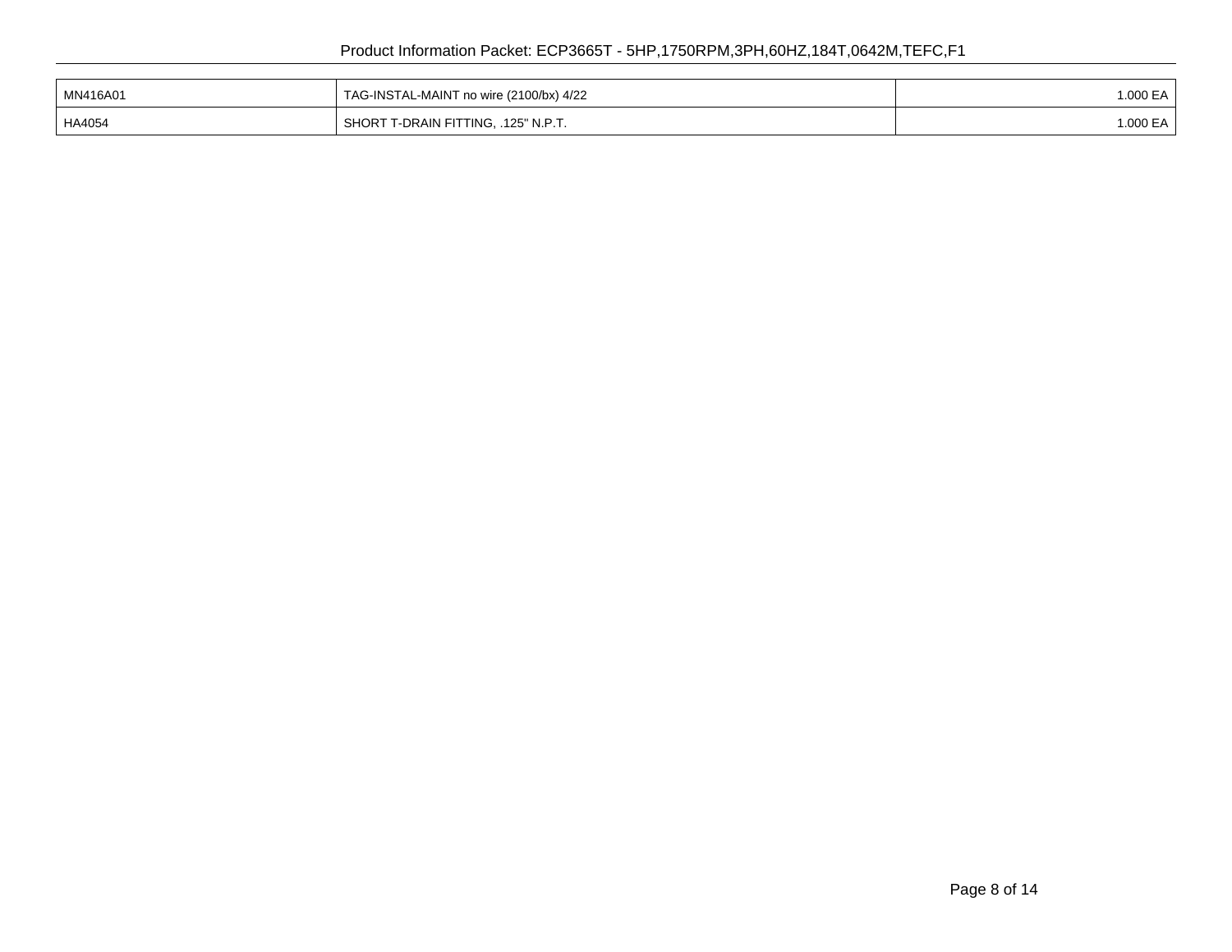| | | |
|---|---|---|
| MN416A01 | TAG-INSTAL-MAINT no wire (2100/bx) 4/22 | 1.000 EA |
| HA4054 | SHORT T-DRAIN FITTING, .125" N.P.T. | 1.000 EA |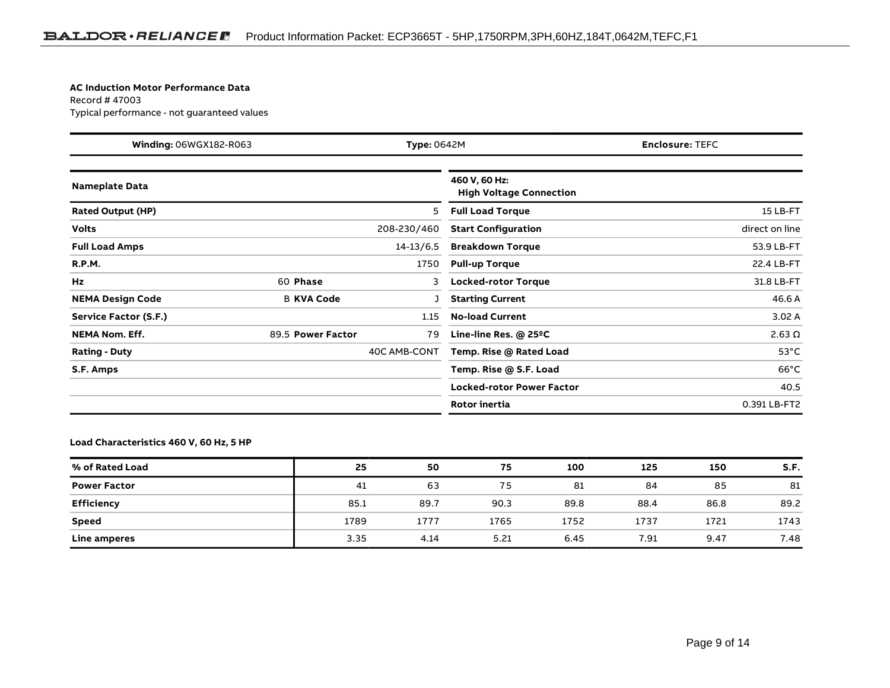**AC Induction Motor Performance Data**
Record # 47003
Typical performance - not guaranteed values

| **Winding:** 06WGX182-R063 | **Type:** 0642M | **Enclosure:** TEFC |
|---|---|---|

| **Nameplate Data** | | | | **460 V, 60 Hz: High Voltage Connection** | |
|---|---|---|---|---|---|
| **Rated Output (HP)** | | | 5 | **Full Load Torque** | 15 LB-FT |
| **Volts** | | | 208-230/460 | **Start Configuration** | direct on line |
| **Full Load Amps** | | | 14-13/6.5 | **Breakdown Torque** | 53.9 LB-FT |
| **R.P.M.** | | | 1750 | **Pull-up Torque** | 22.4 LB-FT |
| **Hz** | 60 | **Phase** | 3 | **Locked-rotor Torque** | 31.8 LB-FT |
| **NEMA Design Code** | B | **KVA Code** | J | **Starting Current** | 46.6 A |
| **Service Factor (S.F.)** | | | 1.15 | **No-load Current** | 3.02 A |
| **NEMA Nom. Eff.** | 89.5 | **Power Factor** | 79 | **Line-line Res. @ 25ºC** | 2.63 Ω |
| **Rating - Duty** | | | 40C AMB-CONT | **Temp. Rise @ Rated Load** | 53°C |
| **S.F. Amps** | | | | **Temp. Rise @ S.F. Load** | 66°C |
| | | | | **Locked-rotor Power Factor** | 40.5 |
| | | | | **Rotor inertia** | 0.391 LB-FT2 |

**Load Characteristics 460 V, 60 Hz, 5 HP**

| **% of Rated Load** | **25** | **50** | **75** | **100** | **125** | **150** | **S.F.** |
|---|---|---|---|---|---|---|---|
| **Power Factor** | 41 | 63 | 75 | 81 | 84 | 85 | 81 |
| **Efficiency** | 85.1 | 89.7 | 90.3 | 89.8 | 88.4 | 86.8 | 89.2 |
| **Speed** | 1789 | 1777 | 1765 | 1752 | 1737 | 1721 | 1743 |
| **Line amperes** | 3.35 | 4.14 | 5.21 | 6.45 | 7.91 | 9.47 | 7.48 |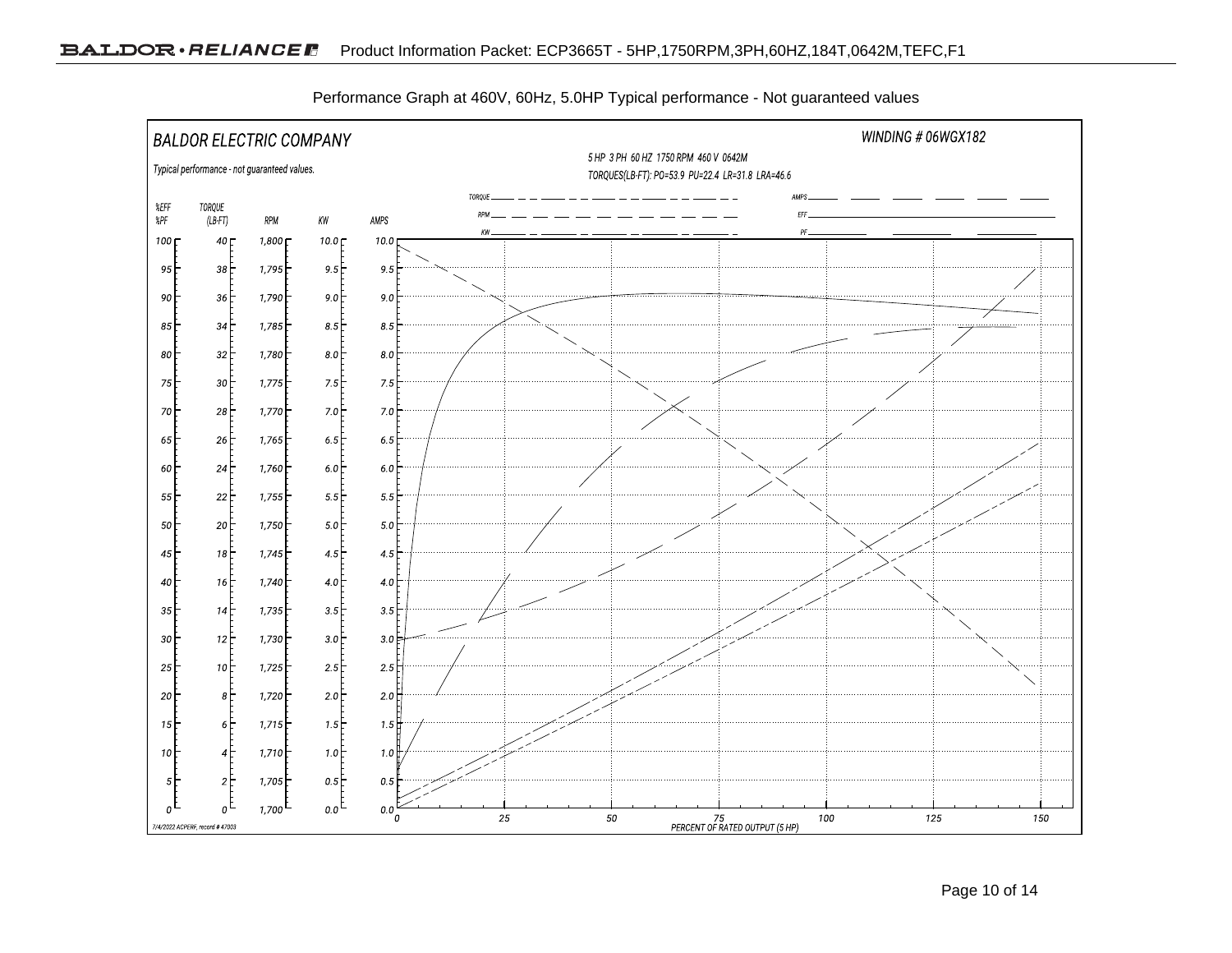Performance Graph at 460V, 60Hz, 5.0HP Typical performance - Not guaranteed values

BALDOR ELECTRIC COMPANY

Typical performance - not guaranteed values.

WINDING # 06WGX182

5 HP 3 PH 60 HZ 1750 RPM 460 V 0642M

TORQUES(LB-FT): PO=53.9 PU=22.4 LR=31.8 LRA=46.6

Legend: TORQUE, RPM, KW, AMPS, EFF, PF

| %EFF %PF | TORQUE (LB-FT) | RPM | KW | AMPS |
|---|---|---|---|---|
| 100 | 40 | 1,800 | 10.0 | 10.0 |
| 95 | 38 | 1,795 | 9.5 | 9.5 |
| 90 | 36 | 1,790 | 9.0 | 9.0 |
| 85 | 34 | 1,785 | 8.5 | 8.5 |
| 80 | 32 | 1,780 | 8.0 | 8.0 |
| 75 | 30 | 1,775 | 7.5 | 7.5 |
| 70 | 28 | 1,770 | 7.0 | 7.0 |
| 65 | 26 | 1,765 | 6.5 | 6.5 |
| 60 | 24 | 1,760 | 6.0 | 6.0 |
| 55 | 22 | 1,755 | 5.5 | 5.5 |
| 50 | 20 | 1,750 | 5.0 | 5.0 |
| 45 | 18 | 1,745 | 4.5 | 4.5 |
| 40 | 16 | 1,740 | 4.0 | 4.0 |
| 35 | 14 | 1,735 | 3.5 | 3.5 |
| 30 | 12 | 1,730 | 3.0 | 3.0 |
| 25 | 10 | 1,725 | 2.5 | 2.5 |
| 20 | 8 | 1,720 | 2.0 | 2.0 |
| 15 | 6 | 1,715 | 1.5 | 1.5 |
| 10 | 4 | 1,710 | 1.0 | 1.0 |
| 5 | 2 | 1,705 | 0.5 | 0.5 |
| 0 | 0 | 1,700 | 0.0 | 0.0 |

PERCENT OF RATED OUTPUT (5 HP): 0, 25, 50, 75, 100, 125, 150

7/4/2022 ACPERF, record # 47003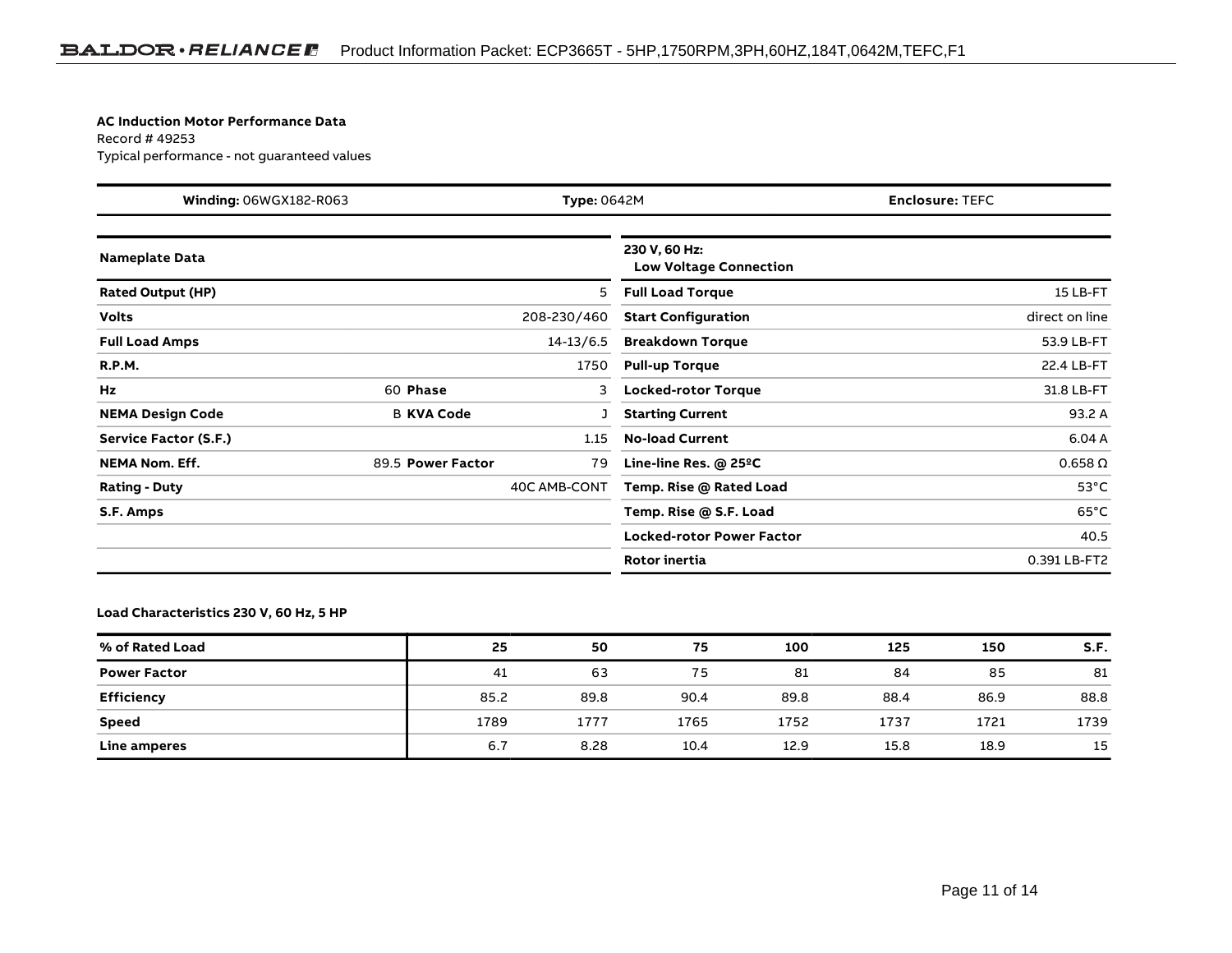**AC Induction Motor Performance Data**
Record # 49253
Typical performance - not guaranteed values

| **Winding:** 06WGX182-R063 | **Type:** 0642M | **Enclosure:** TEFC |
|---|---|---|

| **Nameplate Data** | | | **230 V, 60 Hz: Low Voltage Connection** | |
|---|---|---|---|---|
| **Rated Output (HP)** | | 5 | **Full Load Torque** | 15 LB-FT |
| **Volts** | | 208-230/460 | **Start Configuration** | direct on line |
| **Full Load Amps** | | 14-13/6.5 | **Breakdown Torque** | 53.9 LB-FT |
| **R.P.M.** | | 1750 | **Pull-up Torque** | 22.4 LB-FT |
| **Hz** | 60 **Phase** | 3 | **Locked-rotor Torque** | 31.8 LB-FT |
| **NEMA Design Code** | B **KVA Code** | J | **Starting Current** | 93.2 A |
| **Service Factor (S.F.)** | | 1.15 | **No-load Current** | 6.04 A |
| **NEMA Nom. Eff.** | 89.5 **Power Factor** | 79 | **Line-line Res. @ 25ºC** | 0.658 Ω |
| **Rating - Duty** | | 40C AMB-CONT | **Temp. Rise @ Rated Load** | 53°C |
| **S.F. Amps** | | | **Temp. Rise @ S.F. Load** | 65°C |
| | | | **Locked-rotor Power Factor** | 40.5 |
| | | | **Rotor inertia** | 0.391 LB-FT2 |

**Load Characteristics 230 V, 60 Hz, 5 HP**

| **% of Rated Load** | **25** | **50** | **75** | **100** | **125** | **150** | **S.F.** |
|---|---|---|---|---|---|---|---|
| **Power Factor** | 41 | 63 | 75 | 81 | 84 | 85 | 81 |
| **Efficiency** | 85.2 | 89.8 | 90.4 | 89.8 | 88.4 | 86.9 | 88.8 |
| **Speed** | 1789 | 1777 | 1765 | 1752 | 1737 | 1721 | 1739 |
| **Line amperes** | 6.7 | 8.28 | 10.4 | 12.9 | 15.8 | 18.9 | 15 |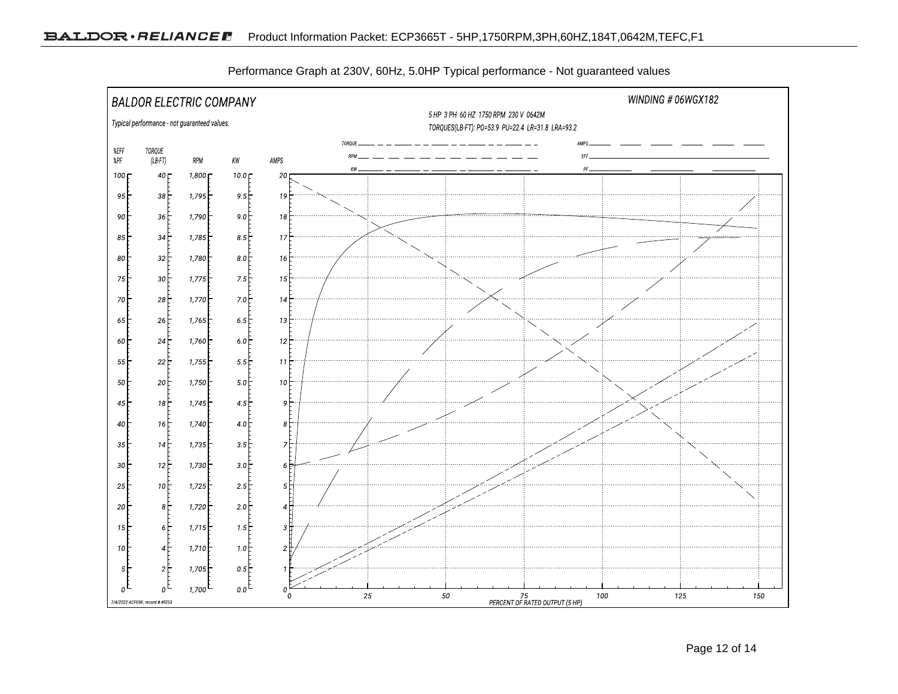Performance Graph at 230V, 60Hz, 5.0HP Typical performance - Not guaranteed values

BALDOR ELECTRIC COMPANY

WINDING # 06WGX182

Typical performance - not guaranteed values.

5 HP 3 PH 60 HZ 1750 RPM 230 V 0642M

TORQUES(LB-FT): PO=53.9 PU=22.4 LR=31.8 LRA=93.2

Legend: TORQUE, RPM, KW, AMPS, EFF, PF

| %EFF %PF | TORQUE (LB-FT) | RPM | KW | AMPS |
|---|---|---|---|---|
| 100 | 40 | 1,800 | 10.0 | 20 |
| 95 | 38 | 1,795 | 9.5 | 19 |
| 90 | 36 | 1,790 | 9.0 | 18 |
| 85 | 34 | 1,785 | 8.5 | 17 |
| 80 | 32 | 1,780 | 8.0 | 16 |
| 75 | 30 | 1,775 | 7.5 | 15 |
| 70 | 28 | 1,770 | 7.0 | 14 |
| 65 | 26 | 1,765 | 6.5 | 13 |
| 60 | 24 | 1,760 | 6.0 | 12 |
| 55 | 22 | 1,755 | 5.5 | 11 |
| 50 | 20 | 1,750 | 5.0 | 10 |
| 45 | 18 | 1,745 | 4.5 | 9 |
| 40 | 16 | 1,740 | 4.0 | 8 |
| 35 | 14 | 1,735 | 3.5 | 7 |
| 30 | 12 | 1,730 | 3.0 | 6 |
| 25 | 10 | 1,725 | 2.5 | 5 |
| 20 | 8 | 1,720 | 2.0 | 4 |
| 15 | 6 | 1,715 | 1.5 | 3 |
| 10 | 4 | 1,710 | 1.0 | 2 |
| 5 | 2 | 1,705 | 0.5 | 1 |
| 0 | 0 | 1,700 | 0.0 | 0 |

PERCENT OF RATED OUTPUT (5 HP): 0, 25, 50, 75, 100, 125, 150

7/4/2022 ACPERF, record # 49253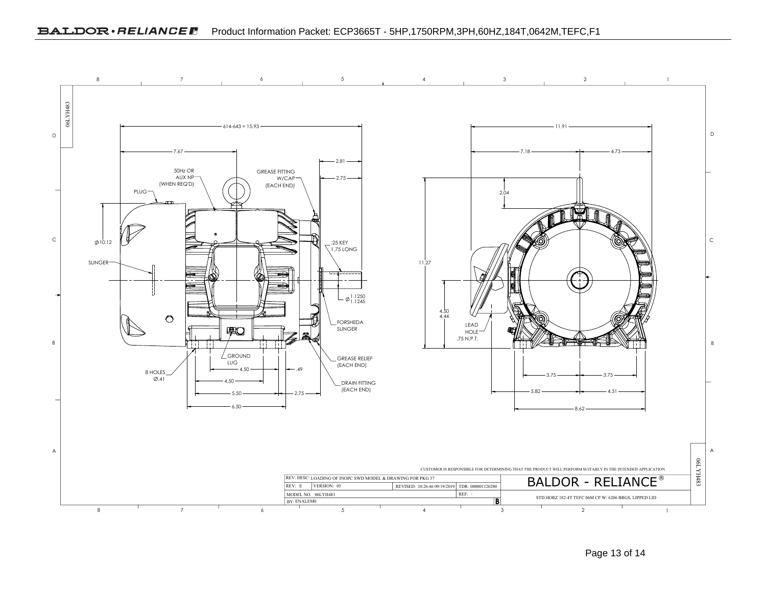# Product Information Packet: ECP3665T - 5HP,1750RPM,3PH,60HZ,184T,0642M,TEFC,F1

06LYH483

614-643 = 15.93

7.67

2.81

2.75

50Hz OR AUX NP (WHEN REQ'D)

GREASE FITTING W/CAP (EACH END)

PLUG

Ø10.12

.25 KEY 1.75 LONG

SLINGER

Ø 1.1250 / 1.1245

FORSHEDA SLINGER

GROUND LUG

GREASE RELIEF (EACH END)

8 HOLES Ø.41

4.50

.49

4.50

DRAIN FITTING (EACH END)

5.50

2.75

6.50

11.91

7.18

4.73

2.04

11.27

4.50 / 4.44

LEAD HOLE .75 N.P.T.

3.75

3.75

5.82

4.31

8.62

CUSTOMER IS RESPONSIBLE FOR DETERMINING THAT THE PRODUCT WILL PERFORM SUITABLY IN THE INTENDED APPLICATION

| REV. DESC: LOADING OF INOPC SWD MODEL & DRAWING FOR PKG 37 | | | | BALDOR - RELIANCE® |
|---|---|---|---|---|
| REV: E | VERSION: 05 | REVISED: 10:26:46 09/19/2019 | TDR: 000001120280 | |
| MODEL NO. 06LYH483 | | | REF: - | STD HORZ 182-4T TEFC 06M CP W/ 6206 BRGS, LIPPED LID |
| BY: ENALEM0 | | | B | |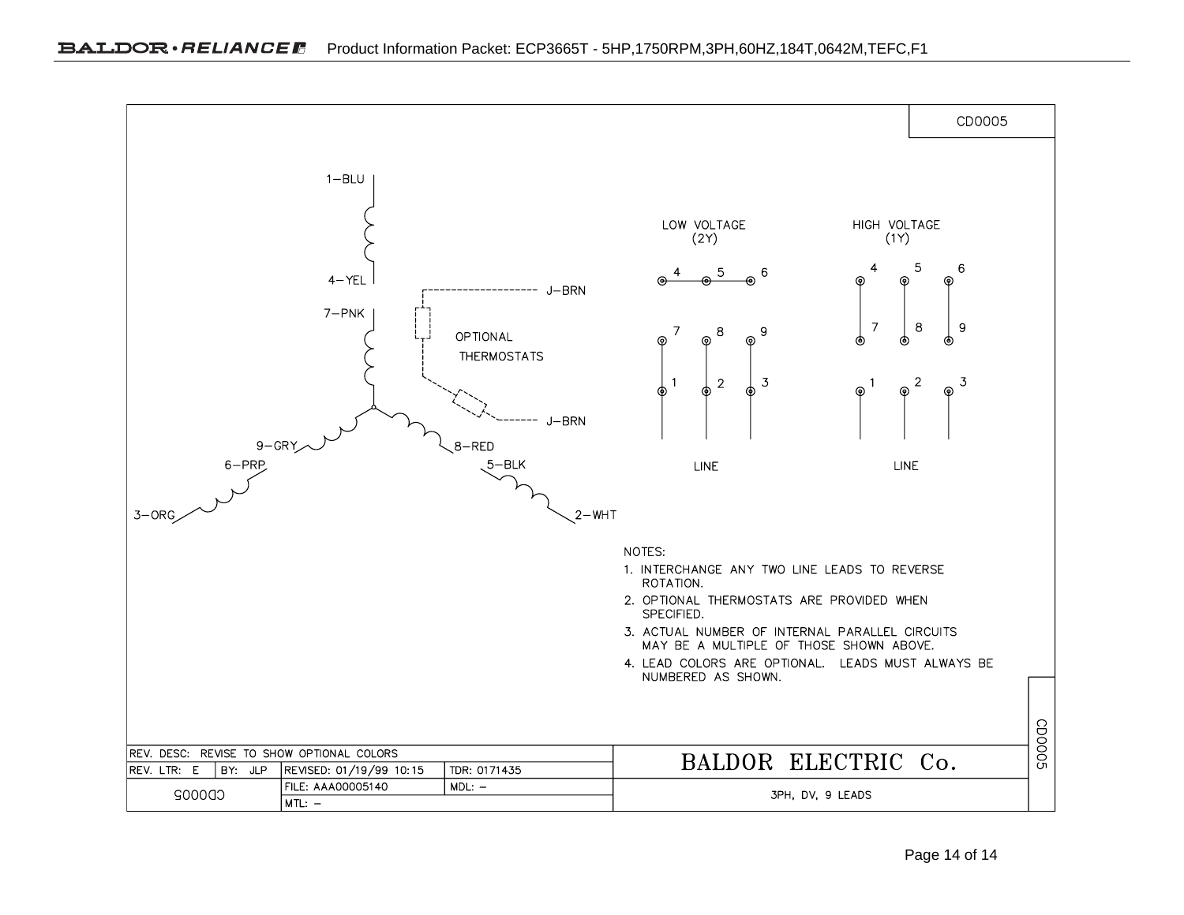CD0005

1–BLU
4–YEL
7–PNK
9–GRY
8–RED
6–PRP
5–BLK
3–ORG
2–WHT
J–BRN
J–BRN
OPTIONAL
THERMOSTATS

LOW VOLTAGE
(2Y)
4 5 6
7 8 9
1 2 3
LINE

HIGH VOLTAGE
(1Y)
4 5 6
7 8 9
1 2 3
LINE

NOTES:

1. INTERCHANGE ANY TWO LINE LEADS TO REVERSE ROTATION.
2. OPTIONAL THERMOSTATS ARE PROVIDED WHEN SPECIFIED.
3. ACTUAL NUMBER OF INTERNAL PARALLEL CIRCUITS MAY BE A MULTIPLE OF THOSE SHOWN ABOVE.
4. LEAD COLORS ARE OPTIONAL. LEADS MUST ALWAYS BE NUMBERED AS SHOWN.

| | | | | |
|---|---|---|---|---|
| REV. DESC: REVISE TO SHOW OPTIONAL COLORS | | | | BALDOR ELECTRIC Co. |
| REV. LTR: E | BY: JLP | REVISED: 01/19/99 10:15 | TDR: 0171435 | |
| CD0005 | | FILE: AAA00005140 | MDL: – | 3PH, DV, 9 LEADS |
| | | MTL: – | | |

CD0005